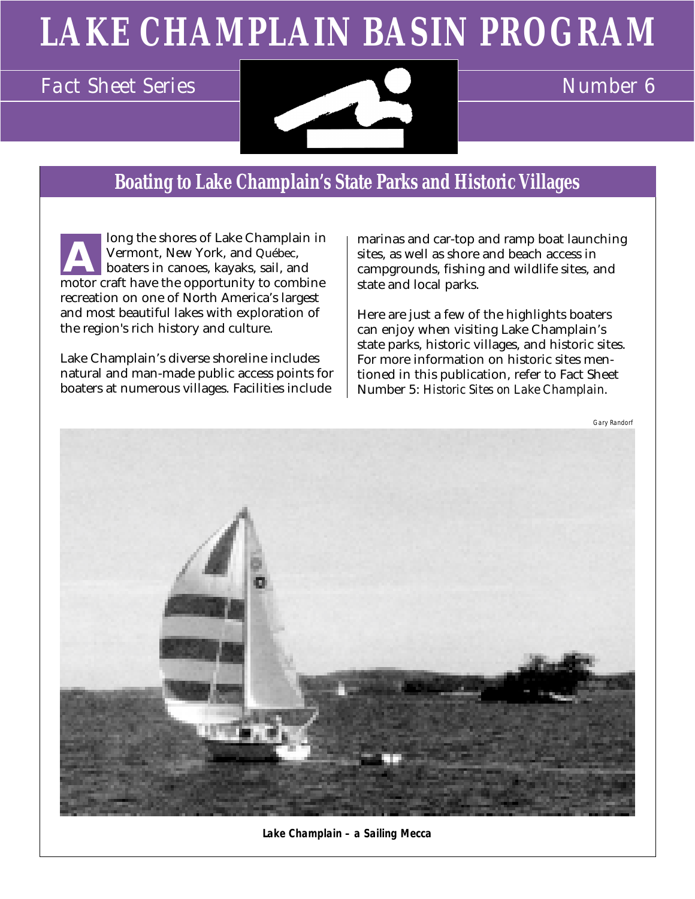# LAKE CHAMPLAIN BASIN PROGRAM

Fact Sheet Series — Number 6

## Boating to Lake Champlain's State Parks and Historic Villages

Along the shores of Lake Champlain in Vermont, New York, and Québec, boaters in canoes, kayaks, sail, and motor craft have the opportunity to combine recreation on one of North America's largest and most beautiful lakes with exploration of the region's rich history and culture.

Lake Champlain's diverse shoreline includes natural and man-made public access points for boaters at numerous villages. Facilities include marinas and car-top and ramp boat launching sites, as well as shore and beach access in campgrounds, fishing and wildlife sites, and state and local parks.

Here are just a few of the highlights boaters can enjoy when visiting Lake Champlain's state parks, historic villages, and historic sites. For more information on historic sites mentioned in this publication, refer to Fact Sheet Number 5: *Historic Sites on Lake Champlain*.

Gary Randorf

**Lake Champlain – a Sailing Mecca**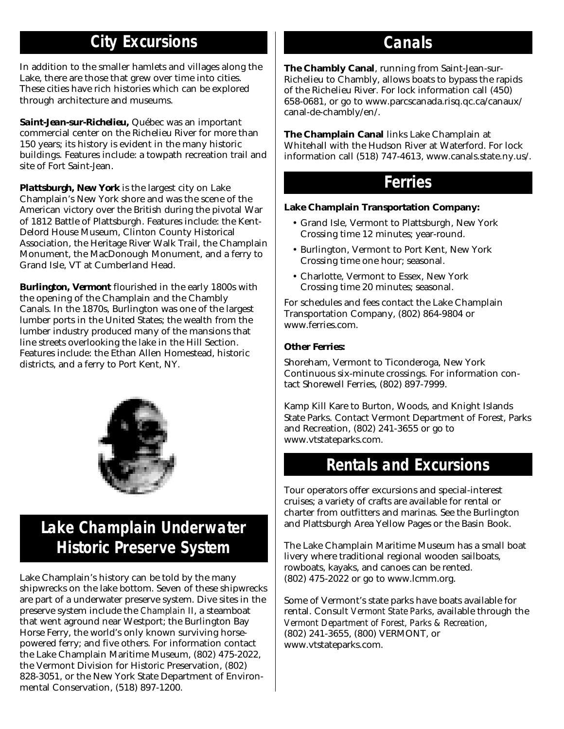## City Excursions

In addition to the smaller hamlets and villages along the Lake, there are those that grew over time into cities. These cities have rich histories which can be explored through architecture and museums.

**Saint-Jean-sur-Richelieu,** Québec was an important commercial center on the Richelieu River for more than 150 years; its history is evident in the many historic buildings. Features include: a towpath recreation trail and site of Fort Saint-Jean.

**Plattsburgh, New York** is the largest city on Lake Champlain's New York shore and was the scene of the American victory over the British during the pivotal War of 1812 Battle of Plattsburgh. Features include: the Kent-Delord House Museum, Clinton County Historical Association, the Heritage River Walk Trail, the Champlain Monument, the MacDonough Monument, and a ferry to Grand Isle, VT at Cumberland Head.

**Burlington, Vermont** flourished in the early 1800s with the opening of the Champlain and the Chambly Canals. In the 1870s, Burlington was one of the largest lumber ports in the United States; the wealth from the lumber industry produced many of the mansions that line streets overlooking the lake in the Hill Section. Features include: the Ethan Allen Homestead, historic districts, and a ferry to Port Kent, NY.

## Lake Champlain Underwater Historic Preserve System

Lake Champlain's history can be told by the many shipwrecks on the lake bottom. Seven of these shipwrecks are part of a underwater preserve system. Dive sites in the preserve system include the *Champlain II*, a steamboat that went aground near Westport; the Burlington Bay Horse Ferry, the world's only known surviving horse-powered ferry; and five others. For information contact the Lake Champlain Maritime Museum, (802) 475-2022, the Vermont Division for Historic Preservation, (802) 828-3051, or the New York State Department of Environmental Conservation, (518) 897-1200.

## Canals

**The Chambly Canal**, running from Saint-Jean-sur-Richelieu to Chambly, allows boats to bypass the rapids of the Richelieu River. For lock information call (450) 658-0681, or go to www.parcscanada.risq.qc.ca/canaux/canal-de-chambly/en/.

**The Champlain Canal** links Lake Champlain at Whitehall with the Hudson River at Waterford. For lock information call (518) 747-4613, www.canals.state.ny.us/.

## Ferries

**Lake Champlain Transportation Company:**

- Grand Isle, Vermont to Plattsburgh, New York Crossing time 12 minutes; year-round.
- Burlington, Vermont to Port Kent, New York Crossing time one hour; seasonal.
- Charlotte, Vermont to Essex, New York Crossing time 20 minutes; seasonal.

For schedules and fees contact the Lake Champlain Transportation Company, (802) 864-9804 or www.ferries.com.

**Other Ferries:**

Shoreham, Vermont to Ticonderoga, New York Continuous six-minute crossings. For information contact Shorewell Ferries, (802) 897-7999.

Kamp Kill Kare to Burton, Woods, and Knight Islands State Parks. Contact Vermont Department of Forest, Parks and Recreation, (802) 241-3655 or go to www.vtstateparks.com.

## Rentals and Excursions

Tour operators offer excursions and special-interest cruises; a variety of crafts are available for rental or charter from outfitters and marinas. See the Burlington and Plattsburgh Area Yellow Pages or the Basin Book.

The Lake Champlain Maritime Museum has a small boat livery where traditional regional wooden sailboats, rowboats, kayaks, and canoes can be rented. (802) 475-2022 or go to www.lcmm.org.

Some of Vermont's state parks have boats available for rental. Consult *Vermont State Parks*, available through the *Vermont Department of Forest, Parks & Recreation*, (802) 241-3655, (800) VERMONT, or www.vtstateparks.com.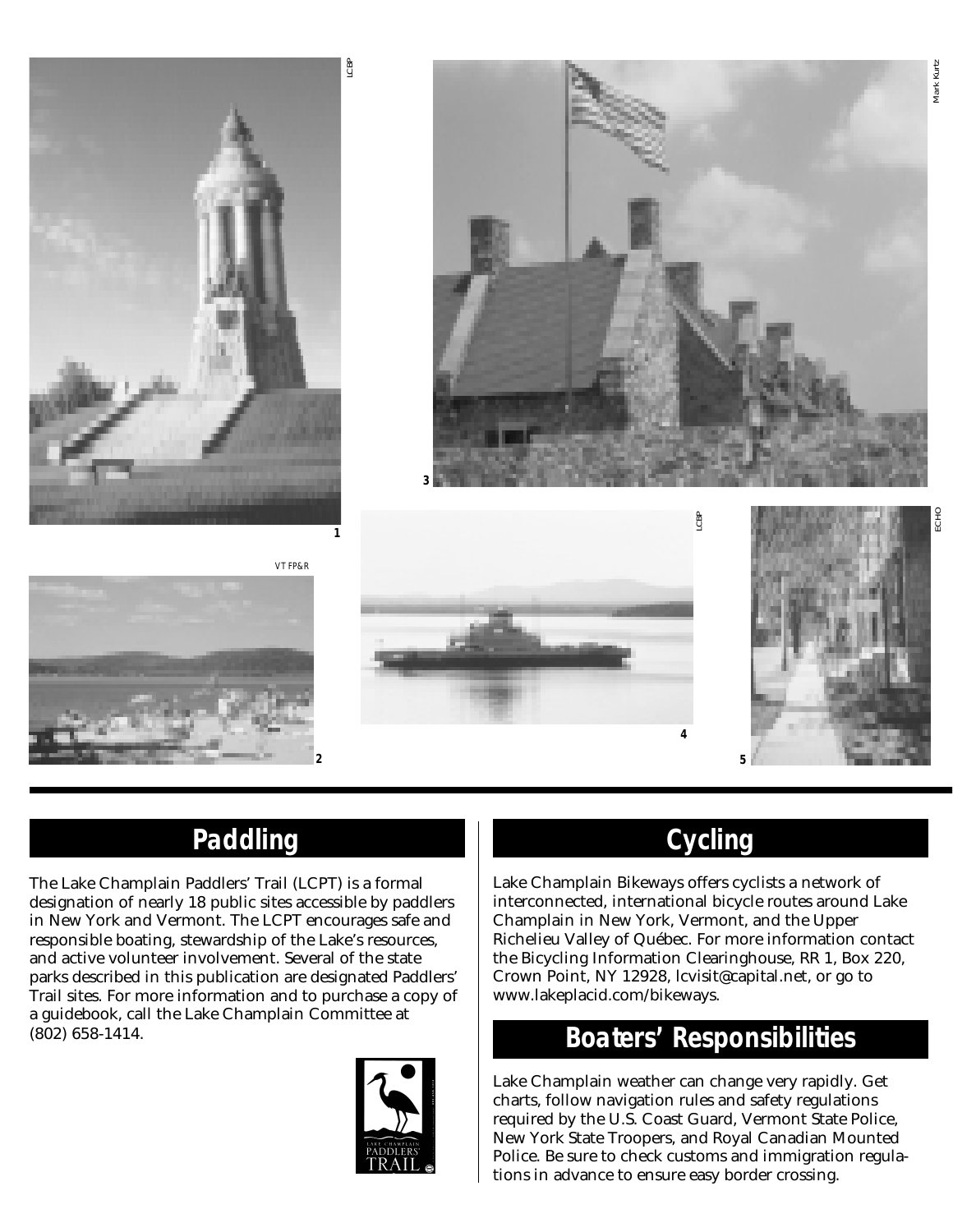## Paddling

The Lake Champlain Paddlers' Trail (LCPT) is a formal designation of nearly 18 public sites accessible by paddlers in New York and Vermont. The LCPT encourages safe and responsible boating, stewardship of the Lake's resources, and active volunteer involvement. Several of the state parks described in this publication are designated Paddlers' Trail sites. For more information and to purchase a copy of a guidebook, call the Lake Champlain Committee at (802) 658-1414.

## Cycling

Lake Champlain Bikeways offers cyclists a network of interconnected, international bicycle routes around Lake Champlain in New York, Vermont, and the Upper Richelieu Valley of Québec. For more information contact the Bicycling Information Clearinghouse, RR 1, Box 220, Crown Point, NY 12928, lcvisit@capital.net, or go to www.lakeplacid.com/bikeways.

## Boaters' Responsibilities

Lake Champlain weather can change very rapidly. Get charts, follow navigation rules and safety regulations required by the U.S. Coast Guard, Vermont State Police, New York State Troopers, and Royal Canadian Mounted Police. Be sure to check customs and immigration regulations in advance to ensure easy border crossing.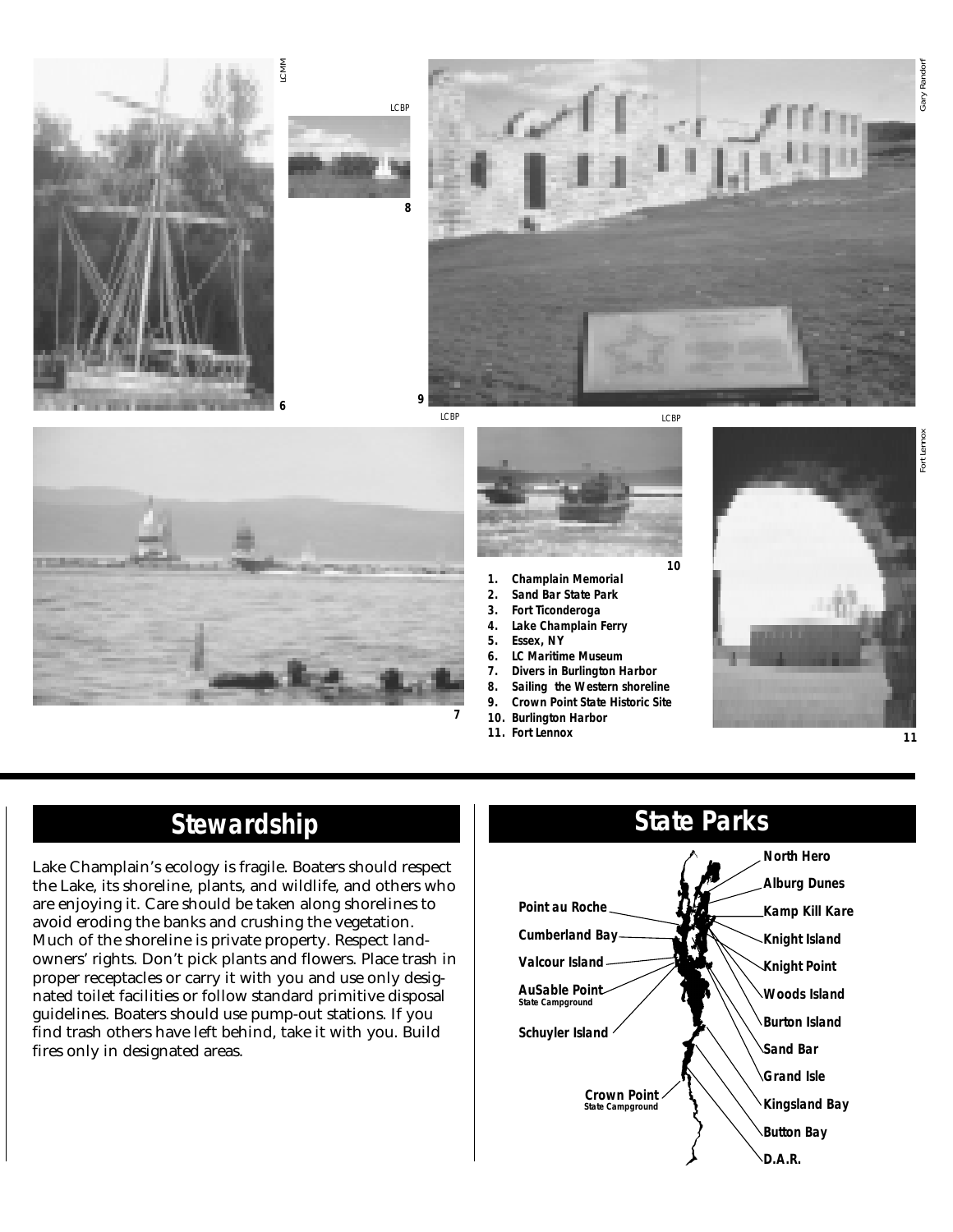1. **Champlain Memorial**
2. **Sand Bar State Park**
3. **Fort Ticonderoga**
4. **Lake Champlain Ferry**
5. **Essex, NY**
6. **LC Maritime Museum**
7. **Divers in Burlington Harbor**
8. **Sailing the Western shoreline**
9. **Crown Point State Historic Site**
10. **Burlington Harbor**
11. **Fort Lennox**

## Stewardship

Lake Champlain's ecology is fragile. Boaters should respect the Lake, its shoreline, plants, and wildlife, and others who are enjoying it. Care should be taken along shorelines to avoid eroding the banks and crushing the vegetation. Much of the shoreline is private property. Respect landowners' rights. Don't pick plants and flowers. Place trash in proper receptacles or carry it with you and use only designated toilet facilities or follow standard primitive disposal guidelines. Boaters should use pump-out stations. If you find trash others have left behind, take it with you. Build fires only in designated areas.

## State Parks

- Point au Roche
- Cumberland Bay
- Valcour Island
- AuSable Point State Campground
- Schuyler Island
- Crown Point State Campground
- North Hero
- Alburg Dunes
- Kamp Kill Kare
- Knight Island
- Knight Point
- Woods Island
- Burton Island
- Sand Bar
- Grand Isle
- Kingsland Bay
- Button Bay
- D.A.R.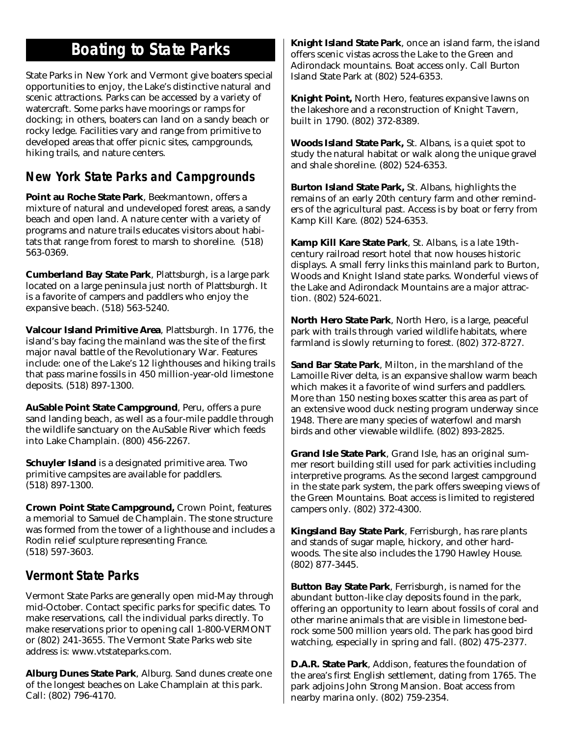# Boating to State Parks

State Parks in New York and Vermont give boaters special opportunities to enjoy, the Lake's distinctive natural and scenic attractions. Parks can be accessed by a variety of watercraft. Some parks have moorings or ramps for docking; in others, boaters can land on a sandy beach or rocky ledge. Facilities vary and range from primitive to developed areas that offer picnic sites, campgrounds, hiking trails, and nature centers.

## New York State Parks and Campgrounds

**Point au Roche State Park**, Beekmantown, offers a mixture of natural and undeveloped forest areas, a sandy beach and open land. A nature center with a variety of programs and nature trails educates visitors about habitats that range from forest to marsh to shoreline. (518) 563-0369.

**Cumberland Bay State Park**, Plattsburgh, is a large park located on a large peninsula just north of Plattsburgh. It is a favorite of campers and paddlers who enjoy the expansive beach. (518) 563-5240.

**Valcour Island Primitive Area**, Plattsburgh. In 1776, the island's bay facing the mainland was the site of the first major naval battle of the Revolutionary War. Features include: one of the Lake's 12 lighthouses and hiking trails that pass marine fossils in 450 million-year-old limestone deposits. (518) 897-1300.

**AuSable Point State Campground**, Peru, offers a pure sand landing beach, as well as a four-mile paddle through the wildlife sanctuary on the AuSable River which feeds into Lake Champlain. (800) 456-2267.

**Schuyler Island** is a designated primitive area. Two primitive campsites are available for paddlers. (518) 897-1300.

**Crown Point State Campground,** Crown Point, features a memorial to Samuel de Champlain. The stone structure was formed from the tower of a lighthouse and includes a Rodin relief sculpture representing France. (518) 597-3603.

## Vermont State Parks

Vermont State Parks are generally open mid-May through mid-October. Contact specific parks for specific dates. To make reservations, call the individual parks directly. To make reservations prior to opening call 1-800-VERMONT or (802) 241-3655. The Vermont State Parks web site address is: www.vtstateparks.com.

**Alburg Dunes State Park**, Alburg. Sand dunes create one of the longest beaches on Lake Champlain at this park. Call: (802) 796-4170.

**Knight Island State Park**, once an island farm, the island offers scenic vistas across the Lake to the Green and Adirondack mountains. Boat access only. Call Burton Island State Park at (802) 524-6353.

**Knight Point,** North Hero, features expansive lawns on the lakeshore and a reconstruction of Knight Tavern, built in 1790. (802) 372-8389.

**Woods Island State Park,** St. Albans, is a quiet spot to study the natural habitat or walk along the unique gravel and shale shoreline. (802) 524-6353.

**Burton Island State Park,** St. Albans, highlights the remains of an early 20th century farm and other reminders of the agricultural past. Access is by boat or ferry from Kamp Kill Kare. (802) 524-6353.

**Kamp Kill Kare State Park**, St. Albans, is a late 19th-century railroad resort hotel that now houses historic displays. A small ferry links this mainland park to Burton, Woods and Knight Island state parks. Wonderful views of the Lake and Adirondack Mountains are a major attraction. (802) 524-6021.

**North Hero State Park**, North Hero, is a large, peaceful park with trails through varied wildlife habitats, where farmland is slowly returning to forest. (802) 372-8727.

**Sand Bar State Park**, Milton, in the marshland of the Lamoille River delta, is an expansive shallow warm beach which makes it a favorite of wind surfers and paddlers. More than 150 nesting boxes scatter this area as part of an extensive wood duck nesting program underway since 1948. There are many species of waterfowl and marsh birds and other viewable wildlife. (802) 893-2825.

**Grand Isle State Park**, Grand Isle, has an original summer resort building still used for park activities including interpretive programs. As the second largest campground in the state park system, the park offers sweeping views of the Green Mountains. Boat access is limited to registered campers only. (802) 372-4300.

**Kingsland Bay State Park**, Ferrisburgh, has rare plants and stands of sugar maple, hickory, and other hardwoods. The site also includes the 1790 Hawley House. (802) 877-3445.

**Button Bay State Park**, Ferrisburgh, is named for the abundant button-like clay deposits found in the park, offering an opportunity to learn about fossils of coral and other marine animals that are visible in limestone bedrock some 500 million years old. The park has good bird watching, especially in spring and fall. (802) 475-2377.

**D.A.R. State Park**, Addison, features the foundation of the area's first English settlement, dating from 1765. The park adjoins John Strong Mansion. Boat access from nearby marina only. (802) 759-2354.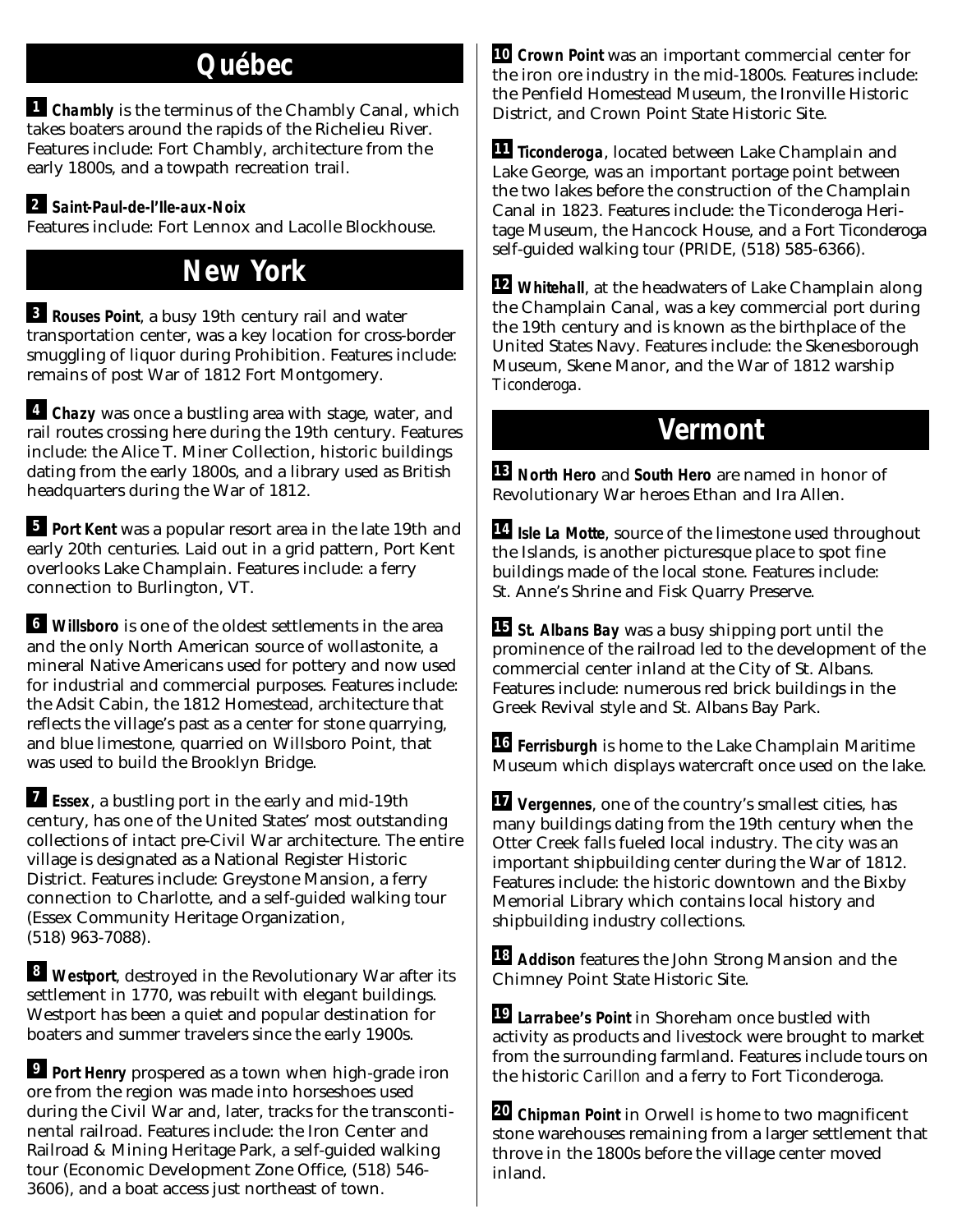# Québec

**1** ***Chambly*** is the terminus of the Chambly Canal, which takes boaters around the rapids of the Richelieu River. Features include: Fort Chambly, architecture from the early 1800s, and a towpath recreation trail.

**2** ***Saint-Paul-de-l'Ile-aux-Noix***
Features include: Fort Lennox and Lacolle Blockhouse.

# New York

**3** ***Rouses Point***, a busy 19th century rail and water transportation center, was a key location for cross-border smuggling of liquor during Prohibition. Features include: remains of post War of 1812 Fort Montgomery.

**4** ***Chazy*** was once a bustling area with stage, water, and rail routes crossing here during the 19th century. Features include: the Alice T. Miner Collection, historic buildings dating from the early 1800s, and a library used as British headquarters during the War of 1812.

**5** ***Port Kent*** was a popular resort area in the late 19th and early 20th centuries. Laid out in a grid pattern, Port Kent overlooks Lake Champlain. Features include: a ferry connection to Burlington, VT.

**6** ***Willsboro*** is one of the oldest settlements in the area and the only North American source of wollastonite, a mineral Native Americans used for pottery and now used for industrial and commercial purposes. Features include: the Adsit Cabin, the 1812 Homestead, architecture that reflects the village's past as a center for stone quarrying, and blue limestone, quarried on Willsboro Point, that was used to build the Brooklyn Bridge.

**7** ***Essex***, a bustling port in the early and mid-19th century, has one of the United States' most outstanding collections of intact pre-Civil War architecture. The entire village is designated as a National Register Historic District. Features include: Greystone Mansion, a ferry connection to Charlotte, and a self-guided walking tour (Essex Community Heritage Organization, (518) 963-7088).

**8** ***Westport***, destroyed in the Revolutionary War after its settlement in 1770, was rebuilt with elegant buildings. Westport has been a quiet and popular destination for boaters and summer travelers since the early 1900s.

**9** ***Port Henry*** prospered as a town when high-grade iron ore from the region was made into horseshoes used during the Civil War and, later, tracks for the transcontinental railroad. Features include: the Iron Center and Railroad & Mining Heritage Park, a self-guided walking tour (Economic Development Zone Office, (518) 546-3606), and a boat access just northeast of town.

**10** ***Crown Point*** was an important commercial center for the iron ore industry in the mid-1800s. Features include: the Penfield Homestead Museum, the Ironville Historic District, and Crown Point State Historic Site.

**11** ***Ticonderoga***, located between Lake Champlain and Lake George, was an important portage point between the two lakes before the construction of the Champlain Canal in 1823. Features include: the Ticonderoga Heritage Museum, the Hancock House, and a Fort Ticonderoga self-guided walking tour (PRIDE, (518) 585-6366).

**12** ***Whitehall***, at the headwaters of Lake Champlain along the Champlain Canal, was a key commercial port during the 19th century and is known as the birthplace of the United States Navy. Features include: the Skenesborough Museum, Skene Manor, and the War of 1812 warship *Ticonderoga*.

# Vermont

**13** ***North Hero*** and ***South Hero*** are named in honor of Revolutionary War heroes Ethan and Ira Allen.

**14** ***Isle La Motte***, source of the limestone used throughout the Islands, is another picturesque place to spot fine buildings made of the local stone. Features include: St. Anne's Shrine and Fisk Quarry Preserve.

**15** ***St. Albans Bay*** was a busy shipping port until the prominence of the railroad led to the development of the commercial center inland at the City of St. Albans. Features include: numerous red brick buildings in the Greek Revival style and St. Albans Bay Park.

**16** ***Ferrisburgh*** is home to the Lake Champlain Maritime Museum which displays watercraft once used on the lake.

**17** ***Vergennes***, one of the country's smallest cities, has many buildings dating from the 19th century when the Otter Creek falls fueled local industry. The city was an important shipbuilding center during the War of 1812. Features include: the historic downtown and the Bixby Memorial Library which contains local history and shipbuilding industry collections.

**18** ***Addison*** features the John Strong Mansion and the Chimney Point State Historic Site.

**19** ***Larrabee's Point*** in Shoreham once bustled with activity as products and livestock were brought to market from the surrounding farmland. Features include tours on the historic *Carillon* and a ferry to Fort Ticonderoga.

**20** ***Chipman Point*** in Orwell is home to two magnificent stone warehouses remaining from a larger settlement that throve in the 1800s before the village center moved inland.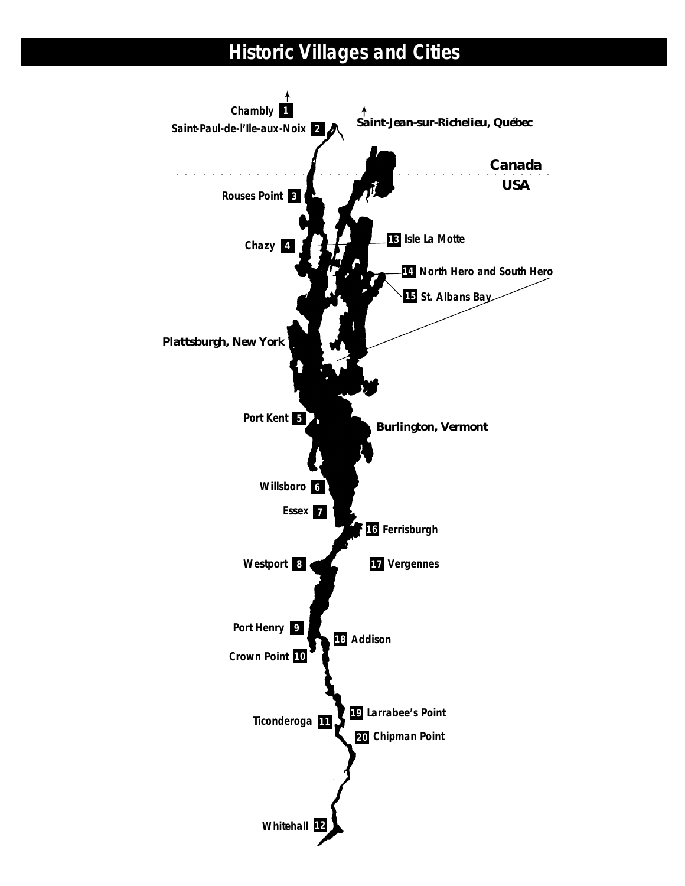# Historic Villages and Cities

1 Chambly

2 Saint-Paul-de-l'Ile-aux-Noix

**Saint-Jean-sur-Richelieu, Québec**

Canada

USA

3 Rouses Point

4 Chazy

13 Isle La Motte

14 North Hero and South Hero

15 St. Albans Bay

**Plattsburgh, New York**

5 Port Kent

**Burlington, Vermont**

6 Willsboro

7 Essex

16 Ferrisburgh

8 Westport

17 Vergennes

9 Port Henry

18 Addison

10 Crown Point

19 Larrabee's Point

11 Ticonderoga

20 Chipman Point

12 Whitehall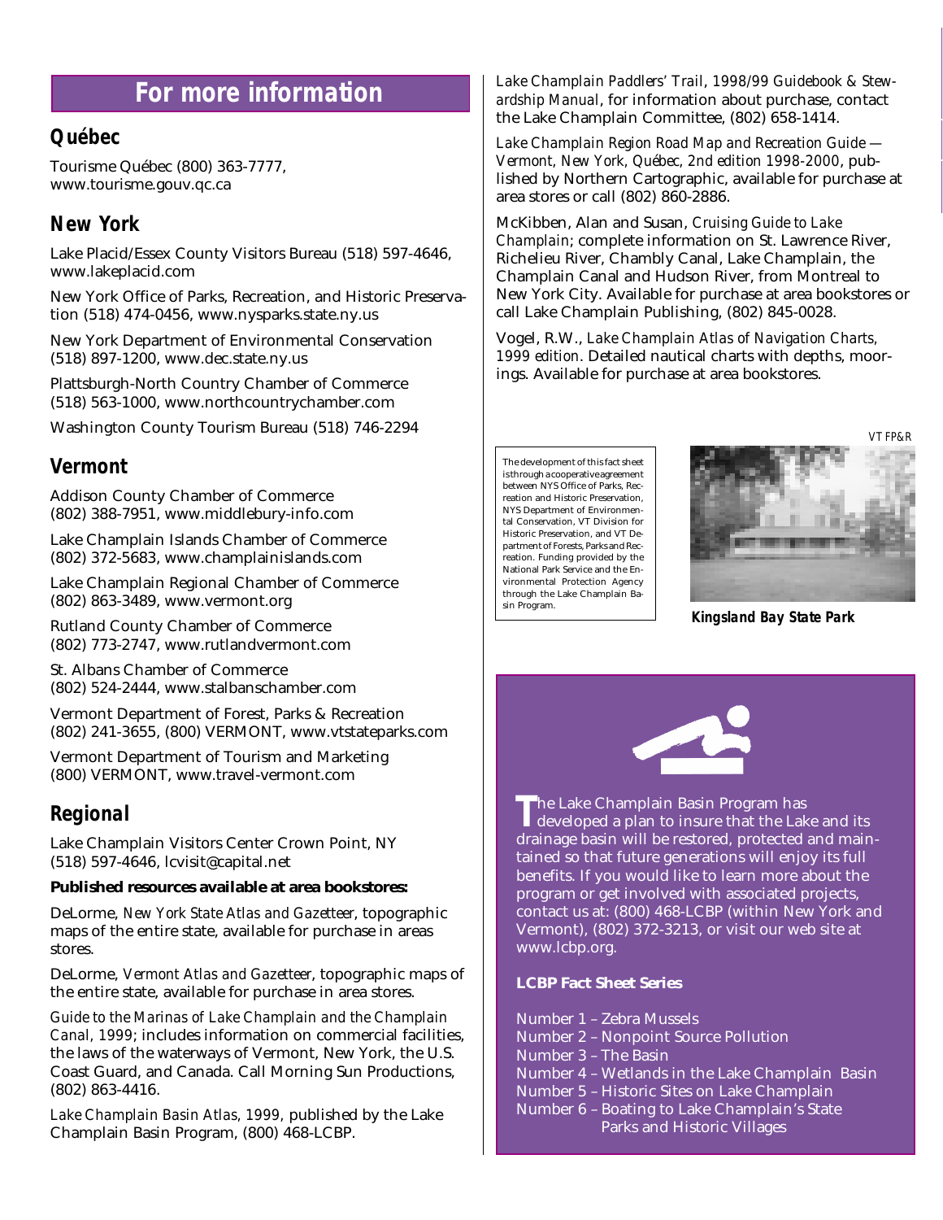# For more information

## Québec

Tourisme Québec (800) 363-7777, www.tourisme.gouv.qc.ca

## New York

Lake Placid/Essex County Visitors Bureau (518) 597-4646, www.lakeplacid.com

New York Office of Parks, Recreation, and Historic Preservation (518) 474-0456, www.nysparks.state.ny.us

New York Department of Environmental Conservation (518) 897-1200, www.dec.state.ny.us

Plattsburgh-North Country Chamber of Commerce (518) 563-1000, www.northcountrychamber.com

Washington County Tourism Bureau (518) 746-2294

## Vermont

Addison County Chamber of Commerce (802) 388-7951, www.middlebury-info.com

Lake Champlain Islands Chamber of Commerce (802) 372-5683, www.champlainislands.com

Lake Champlain Regional Chamber of Commerce (802) 863-3489, www.vermont.org

Rutland County Chamber of Commerce (802) 773-2747, www.rutlandvermont.com

St. Albans Chamber of Commerce (802) 524-2444, www.stalbanschamber.com

Vermont Department of Forest, Parks & Recreation (802) 241-3655, (800) VERMONT, www.vtstateparks.com

Vermont Department of Tourism and Marketing (800) VERMONT, www.travel-vermont.com

## Regional

Lake Champlain Visitors Center Crown Point, NY (518) 597-4646, lcvisit@capital.net

**Published resources available at area bookstores:**

DeLorme, *New York State Atlas and Gazetteer*, topographic maps of the entire state, available for purchase in areas stores.

DeLorme, *Vermont Atlas and Gazetteer*, topographic maps of the entire state, available for purchase in area stores.

*Guide to the Marinas of Lake Champlain and the Champlain Canal, 1999*; includes information on commercial facilities, the laws of the waterways of Vermont, New York, the U.S. Coast Guard, and Canada. Call Morning Sun Productions, (802) 863-4416.

*Lake Champlain Basin Atlas, 1999*, published by the Lake Champlain Basin Program, (800) 468-LCBP.

*Lake Champlain Paddlers' Trail, 1998/99 Guidebook & Stewardship Manual*, for information about purchase, contact the Lake Champlain Committee, (802) 658-1414.

*Lake Champlain Region Road Map and Recreation Guide — Vermont, New York, Québec, 2nd edition 1998-2000*, published by Northern Cartographic, available for purchase at area stores or call (802) 860-2886.

McKibben, Alan and Susan, *Cruising Guide to Lake Champlain*; complete information on St. Lawrence River, Richelieu River, Chambly Canal, Lake Champlain, the Champlain Canal and Hudson River, from Montreal to New York City. Available for purchase at area bookstores or call Lake Champlain Publishing, (802) 845-0028.

Vogel, R.W., *Lake Champlain Atlas of Navigation Charts, 1999 edition*. Detailed nautical charts with depths, moorings. Available for purchase at area bookstores.

The development of this fact sheet is through a cooperative agreement between NYS Office of Parks, Recreation and Historic Preservation, NYS Department of Environmental Conservation, VT Division for Historic Preservation, and VT Department of Forests, Parks and Recreation. Funding provided by the National Park Service and the Environmental Protection Agency through the Lake Champlain Basin Program.

VT FP&R

**Kingsland Bay State Park**

The Lake Champlain Basin Program has developed a plan to insure that the Lake and its drainage basin will be restored, protected and maintained so that future generations will enjoy its full benefits. If you would like to learn more about the program or get involved with associated projects, contact us at: (800) 468-LCBP (within New York and Vermont), (802) 372-3213, or visit our web site at www.lcbp.org.

**LCBP Fact Sheet Series**

- Number 1 – Zebra Mussels
- Number 2 – Nonpoint Source Pollution
- Number 3 – The Basin
- Number 4 – Wetlands in the Lake Champlain Basin
- Number 5 – Historic Sites on Lake Champlain
- Number 6 – Boating to Lake Champlain's State Parks and Historic Villages